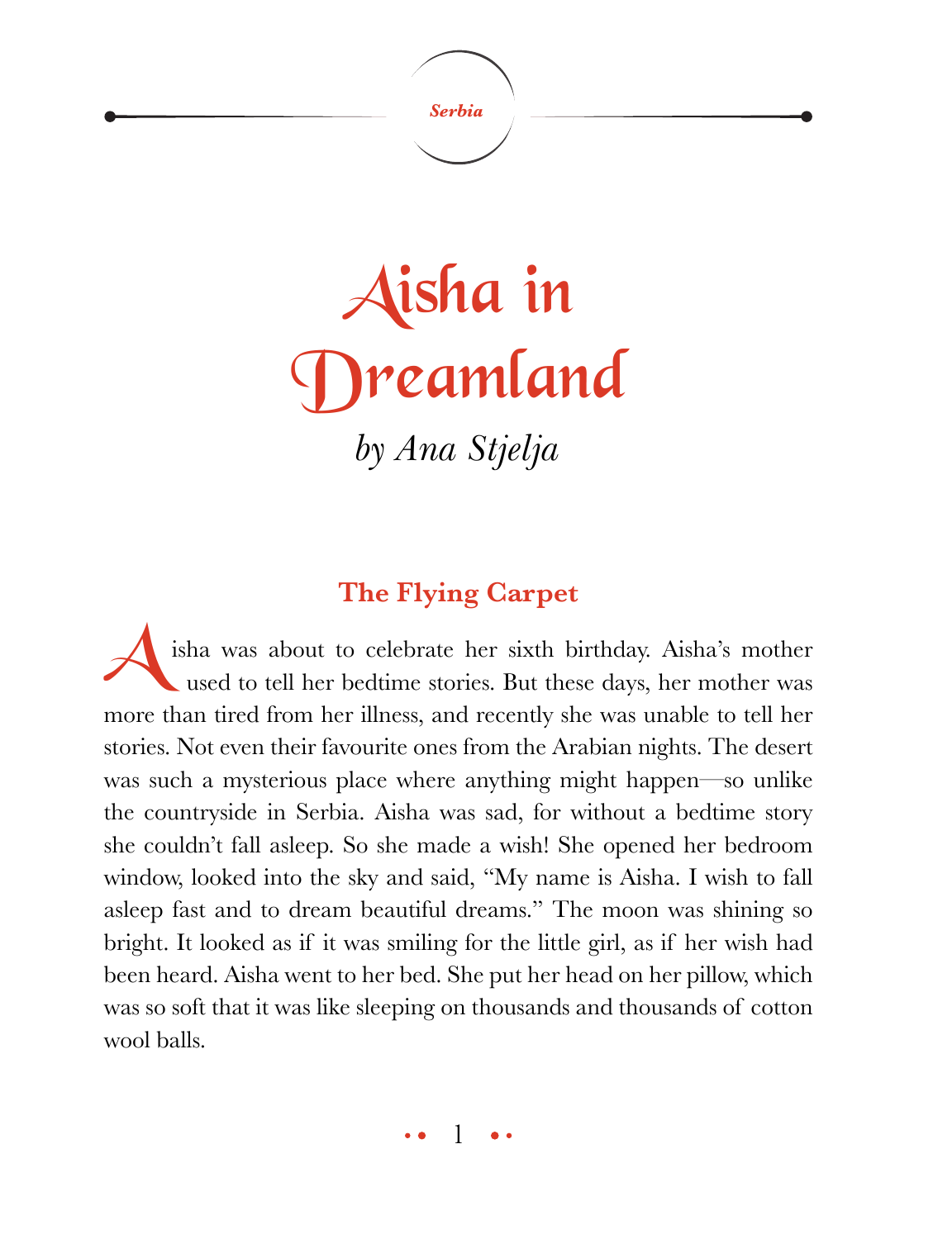*Serbia*

# Aisha in Dreamland

*by Ana Stjelja*

## The Flying Carpet

Aisha was about to celebrate her sixth birthday. Aisha's mother used to tell her bedtime stories. But these days, her mother was more than tired from her illness, and recently she was unable to tell her stories. Not even their favourite ones from the Arabian nights. The desert was such a mysterious place where anything might happen—so unlike the countryside in Serbia. Aisha was sad, for without a bedtime story she couldn't fall asleep. So she made a wish! She opened her bedroom window, looked into the sky and said, "My name is Aisha. I wish to fall asleep fast and to dream beautiful dreams." The moon was shining so bright. It looked as if it was smiling for the little girl, as if her wish had been heard. Aisha went to her bed. She put her head on her pillow, which was so soft that it was like sleeping on thousands and thousands of cotton wool balls.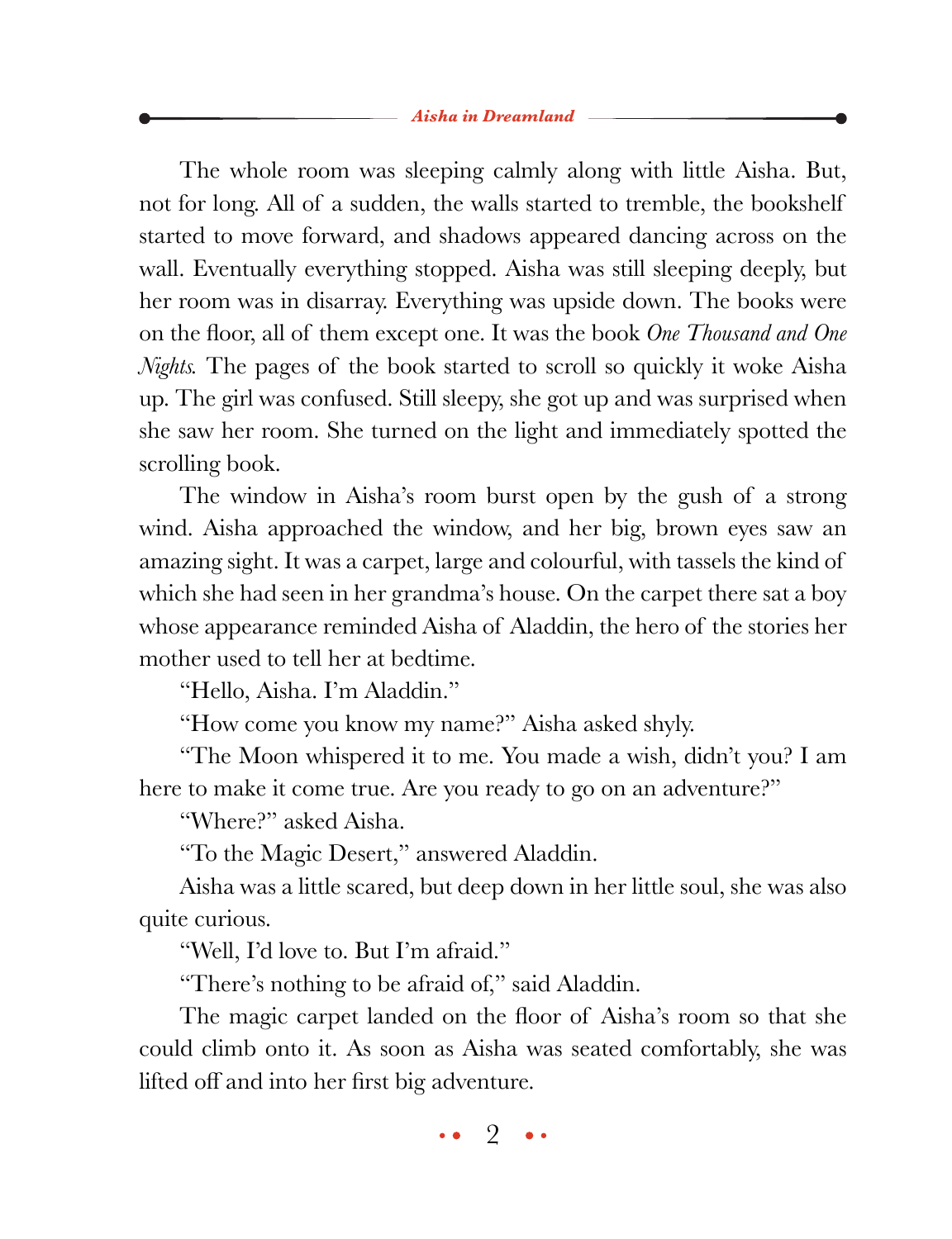The whole room was sleeping calmly along with little Aisha. But, not for long. All of a sudden, the walls started to tremble, the bookshelf started to move forward, and shadows appeared dancing across on the wall. Eventually everything stopped. Aisha was still sleeping deeply, but her room was in disarray. Everything was upside down. The books were on the floor, all of them except one. It was the book *One Thousand and One Nights.* The pages of the book started to scroll so quickly it woke Aisha up. The girl was confused. Still sleepy, she got up and was surprised when she saw her room. She turned on the light and immediately spotted the scrolling book.

The window in Aisha's room burst open by the gush of a strong wind. Aisha approached the window, and her big, brown eyes saw an amazing sight. It was a carpet, large and colourful, with tassels the kind of which she had seen in her grandma's house. On the carpet there sat a boy whose appearance reminded Aisha of Aladdin, the hero of the stories her mother used to tell her at bedtime.

"Hello, Aisha. I'm Aladdin."

"How come you know my name?" Aisha asked shyly.

"The Moon whispered it to me. You made a wish, didn't you? I am here to make it come true. Are you ready to go on an adventure?"

"Where?" asked Aisha.

"To the Magic Desert," answered Aladdin.

Aisha was a little scared, but deep down in her little soul, she was also quite curious.

"Well, I'd love to. But I'm afraid."

"There's nothing to be afraid of," said Aladdin.

The magic carpet landed on the floor of Aisha's room so that she could climb onto it. As soon as Aisha was seated comfortably, she was lifted off and into her first big adventure.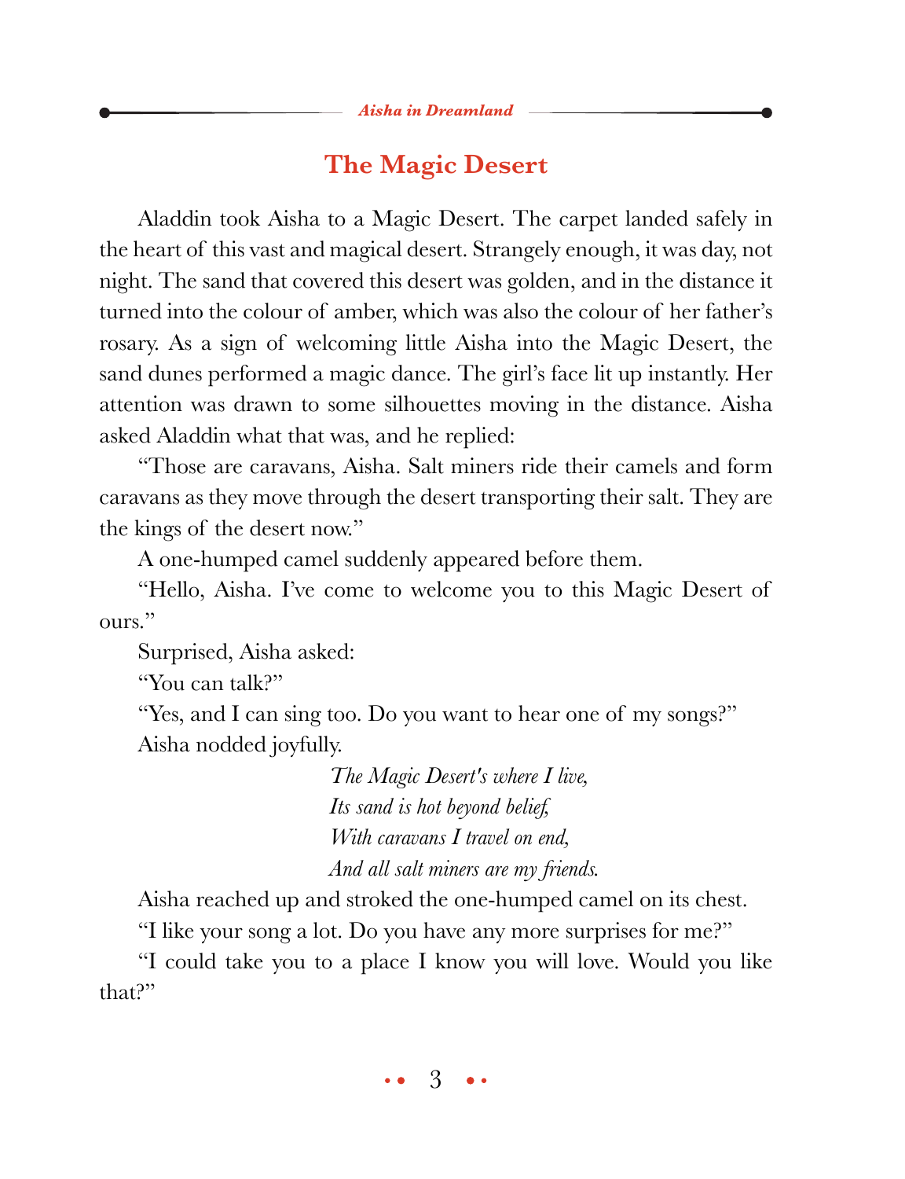## The Magic Desert

Aladdin took Aisha to a Magic Desert. The carpet landed safely in the heart of this vast and magical desert. Strangely enough, it was day, not night. The sand that covered this desert was golden, and in the distance it turned into the colour of amber, which was also the colour of her father's rosary. As a sign of welcoming little Aisha into the Magic Desert, the sand dunes performed a magic dance. The girl's face lit up instantly. Her attention was drawn to some silhouettes moving in the distance. Aisha asked Aladdin what that was, and he replied:

"Those are caravans, Aisha. Salt miners ride their camels and form caravans as they move through the desert transporting their salt. They are the kings of the desert now."

A one-humped camel suddenly appeared before them.

"Hello, Aisha. I've come to welcome you to this Magic Desert of ours."

Surprised, Aisha asked:

"You can talk?"

"Yes, and I can sing too. Do you want to hear one of my songs?"

Aisha nodded joyfully.

*The Magic Desert's where I live,*
*Its sand is hot beyond belief,*
*With caravans I travel on end,*
*And all salt miners are my friends.*

Aisha reached up and stroked the one-humped camel on its chest.

"I like your song a lot. Do you have any more surprises for me?"

"I could take you to a place I know you will love. Would you like that?"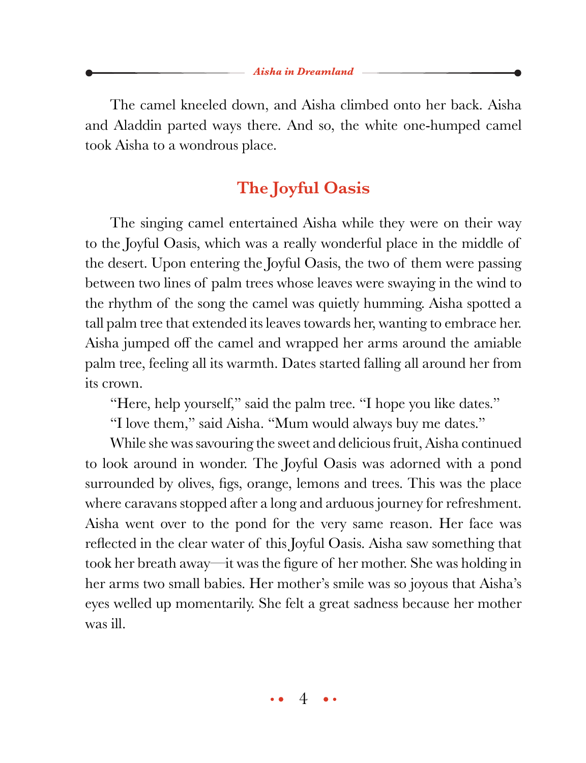The camel kneeled down, and Aisha climbed onto her back. Aisha and Aladdin parted ways there. And so, the white one-humped camel took Aisha to a wondrous place.

## The Joyful Oasis

The singing camel entertained Aisha while they were on their way to the Joyful Oasis, which was a really wonderful place in the middle of the desert. Upon entering the Joyful Oasis, the two of them were passing between two lines of palm trees whose leaves were swaying in the wind to the rhythm of the song the camel was quietly humming. Aisha spotted a tall palm tree that extended its leaves towards her, wanting to embrace her. Aisha jumped off the camel and wrapped her arms around the amiable palm tree, feeling all its warmth. Dates started falling all around her from its crown.

"Here, help yourself," said the palm tree. "I hope you like dates."

"I love them," said Aisha. "Mum would always buy me dates."

While she was savouring the sweet and delicious fruit, Aisha continued to look around in wonder. The Joyful Oasis was adorned with a pond surrounded by olives, figs, orange, lemons and trees. This was the place where caravans stopped after a long and arduous journey for refreshment. Aisha went over to the pond for the very same reason. Her face was reflected in the clear water of this Joyful Oasis. Aisha saw something that took her breath away—it was the figure of her mother. She was holding in her arms two small babies. Her mother's smile was so joyous that Aisha's eyes welled up momentarily. She felt a great sadness because her mother was ill.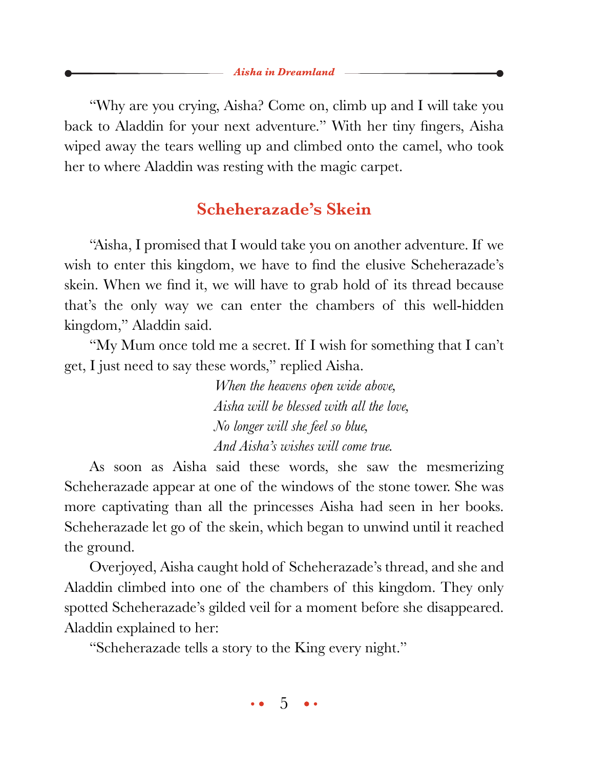"Why are you crying, Aisha? Come on, climb up and I will take you back to Aladdin for your next adventure." With her tiny fingers, Aisha wiped away the tears welling up and climbed onto the camel, who took her to where Aladdin was resting with the magic carpet.

## Scheherazade's Skein

"Aisha, I promised that I would take you on another adventure. If we wish to enter this kingdom, we have to find the elusive Scheherazade's skein. When we find it, we will have to grab hold of its thread because that's the only way we can enter the chambers of this well-hidden kingdom," Aladdin said.

"My Mum once told me a secret. If I wish for something that I can't get, I just need to say these words," replied Aisha.

*When the heavens open wide above,*
*Aisha will be blessed with all the love,*
*No longer will she feel so blue,*
*And Aisha's wishes will come true.*

As soon as Aisha said these words, she saw the mesmerizing Scheherazade appear at one of the windows of the stone tower. She was more captivating than all the princesses Aisha had seen in her books. Scheherazade let go of the skein, which began to unwind until it reached the ground.

Overjoyed, Aisha caught hold of Scheherazade's thread, and she and Aladdin climbed into one of the chambers of this kingdom. They only spotted Scheherazade's gilded veil for a moment before she disappeared. Aladdin explained to her:

"Scheherazade tells a story to the King every night."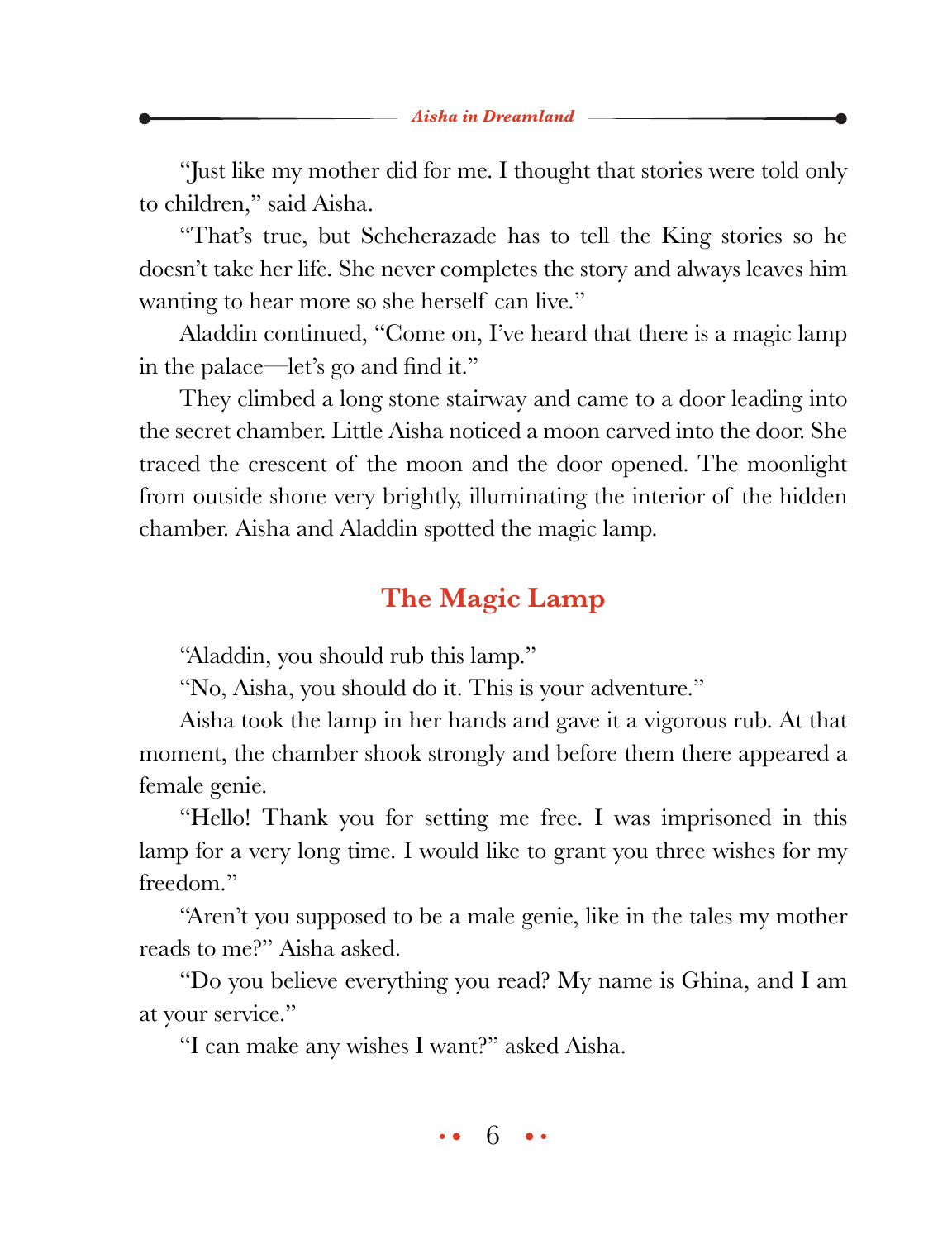"Just like my mother did for me. I thought that stories were told only to children," said Aisha.

"That's true, but Scheherazade has to tell the King stories so he doesn't take her life. She never completes the story and always leaves him wanting to hear more so she herself can live."

Aladdin continued, "Come on, I've heard that there is a magic lamp in the palace—let's go and find it."

They climbed a long stone stairway and came to a door leading into the secret chamber. Little Aisha noticed a moon carved into the door. She traced the crescent of the moon and the door opened. The moonlight from outside shone very brightly, illuminating the interior of the hidden chamber. Aisha and Aladdin spotted the magic lamp.

## The Magic Lamp

"Aladdin, you should rub this lamp."

"No, Aisha, you should do it. This is your adventure."

Aisha took the lamp in her hands and gave it a vigorous rub. At that moment, the chamber shook strongly and before them there appeared a female genie.

"Hello! Thank you for setting me free. I was imprisoned in this lamp for a very long time. I would like to grant you three wishes for my freedom."

"Aren't you supposed to be a male genie, like in the tales my mother reads to me?" Aisha asked.

"Do you believe everything you read? My name is Ghina, and I am at your service."

"I can make any wishes I want?" asked Aisha.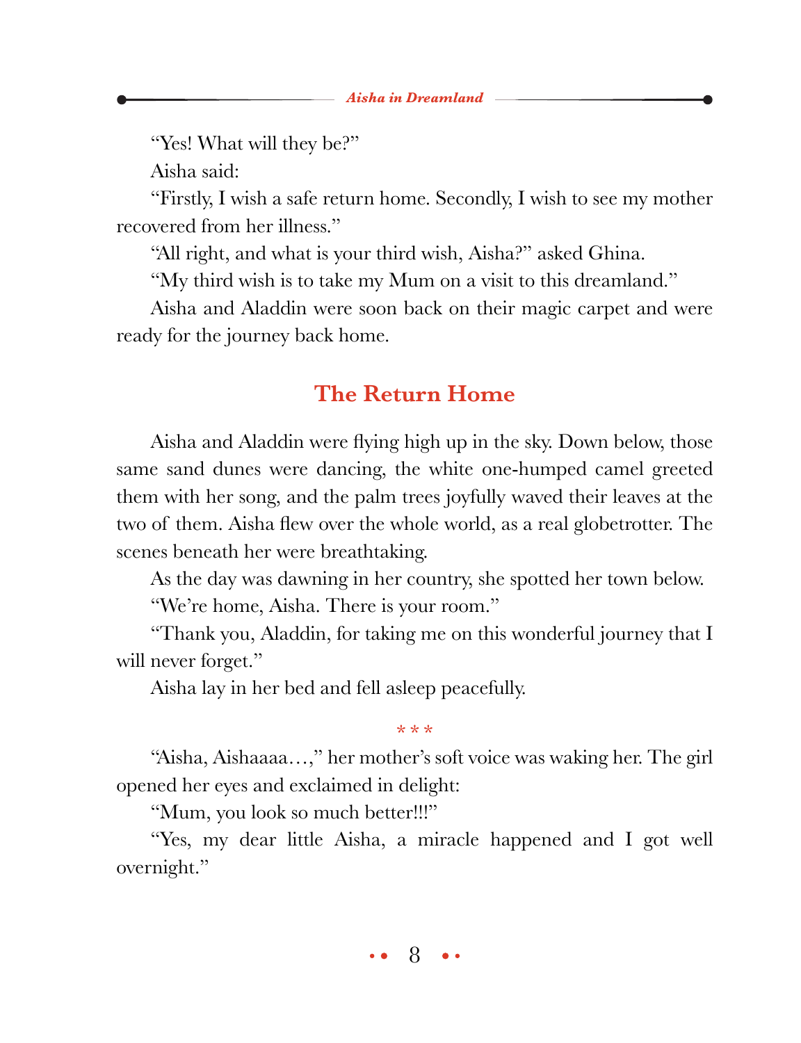"Yes! What will they be?"

Aisha said:

"Firstly, I wish a safe return home. Secondly, I wish to see my mother recovered from her illness."

"All right, and what is your third wish, Aisha?" asked Ghina.

"My third wish is to take my Mum on a visit to this dreamland."

Aisha and Aladdin were soon back on their magic carpet and were ready for the journey back home.

## The Return Home

Aisha and Aladdin were flying high up in the sky. Down below, those same sand dunes were dancing, the white one-humped camel greeted them with her song, and the palm trees joyfully waved their leaves at the two of them. Aisha flew over the whole world, as a real globetrotter. The scenes beneath her were breathtaking.

As the day was dawning in her country, she spotted her town below.

"We're home, Aisha. There is your room."

"Thank you, Aladdin, for taking me on this wonderful journey that I will never forget."

Aisha lay in her bed and fell asleep peacefully.

\* \* \*

"Aisha, Aishaaaa…," her mother's soft voice was waking her. The girl opened her eyes and exclaimed in delight:

"Mum, you look so much better!!!"

"Yes, my dear little Aisha, a miracle happened and I got well overnight."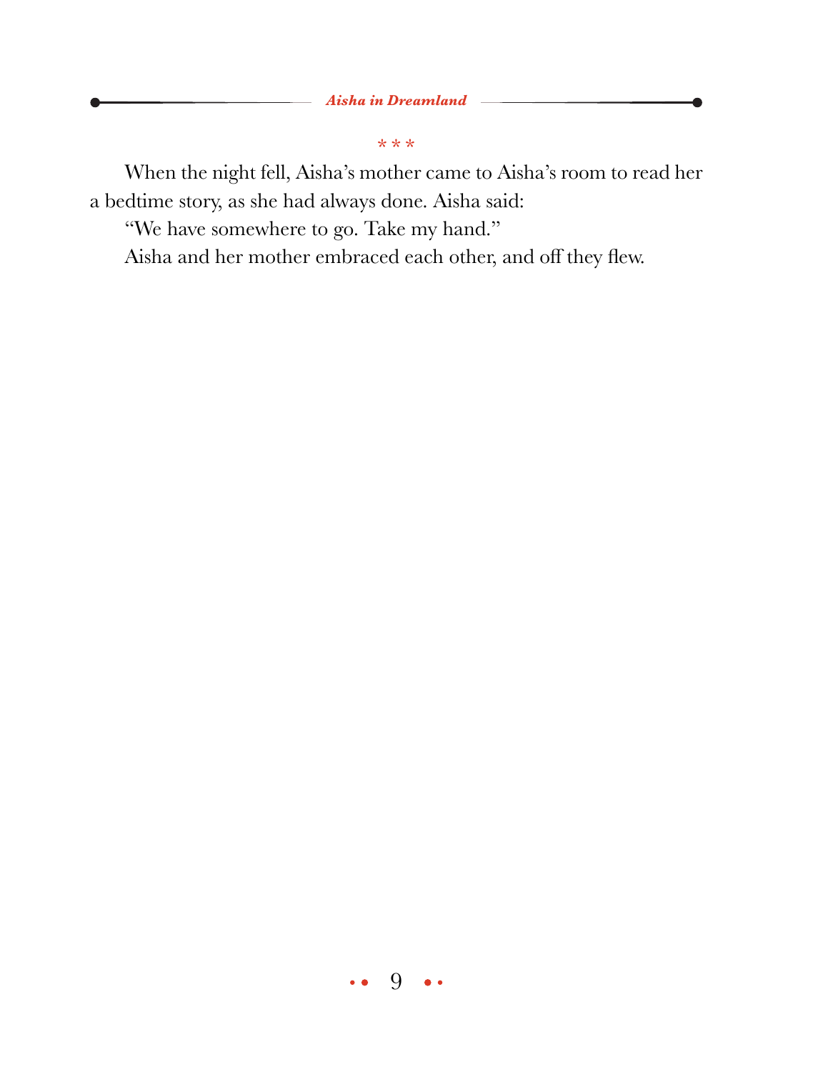\* \* \*

When the night fell, Aisha's mother came to Aisha's room to read her a bedtime story, as she had always done. Aisha said:

"We have somewhere to go. Take my hand."

Aisha and her mother embraced each other, and off they flew.